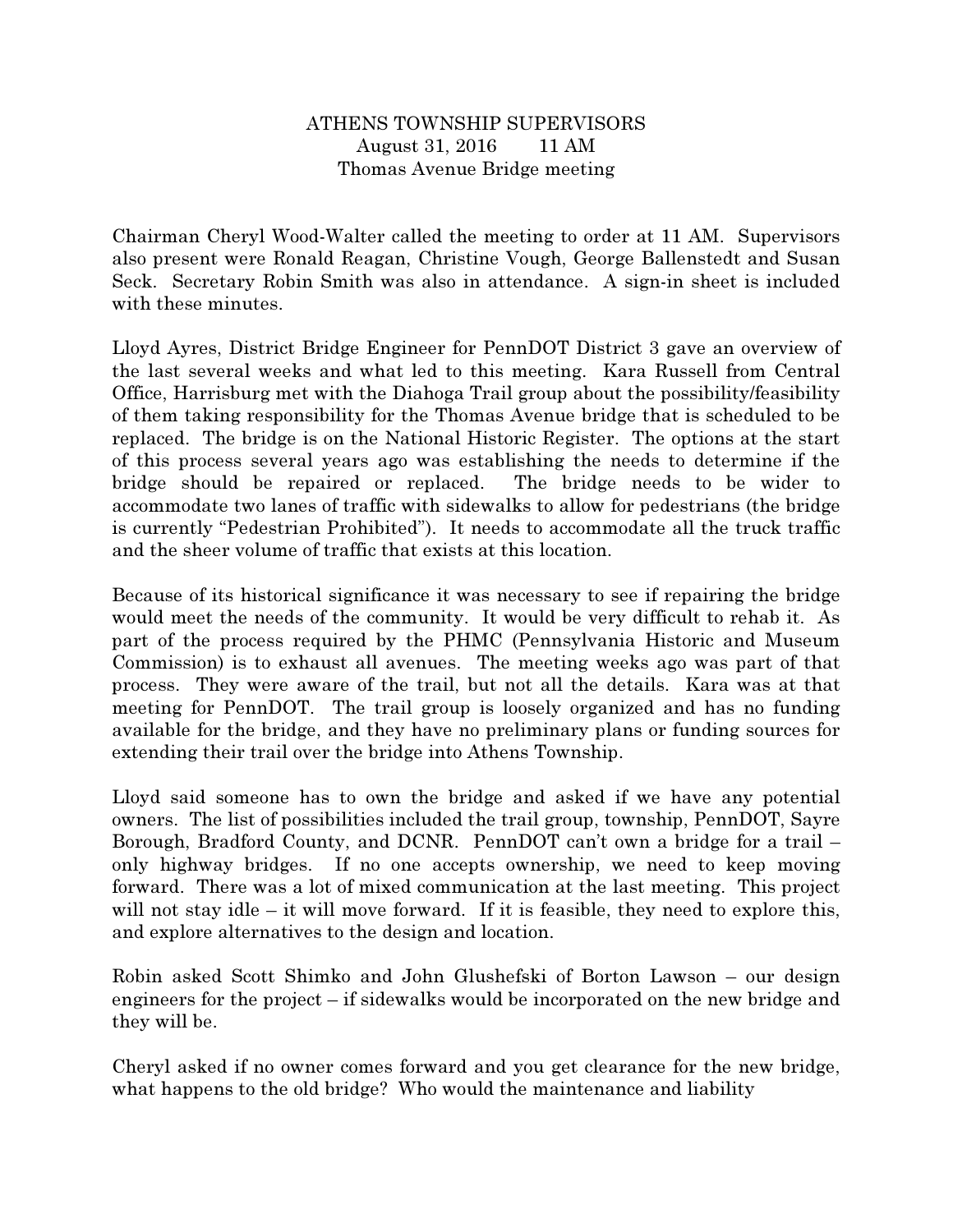ATHENS TOWNSHIP SUPERVISORS
August 31, 2016 11 AM
Thomas Avenue Bridge meeting

Chairman Cheryl Wood-Walter called the meeting to order at 11 AM. Supervisors also present were Ronald Reagan, Christine Vough, George Ballenstedt and Susan Seck. Secretary Robin Smith was also in attendance. A sign-in sheet is included with these minutes.

Lloyd Ayres, District Bridge Engineer for PennDOT District 3 gave an overview of the last several weeks and what led to this meeting. Kara Russell from Central Office, Harrisburg met with the Diahoga Trail group about the possibility/feasibility of them taking responsibility for the Thomas Avenue bridge that is scheduled to be replaced. The bridge is on the National Historic Register. The options at the start of this process several years ago was establishing the needs to determine if the bridge should be repaired or replaced. The bridge needs to be wider to accommodate two lanes of traffic with sidewalks to allow for pedestrians (the bridge is currently "Pedestrian Prohibited"). It needs to accommodate all the truck traffic and the sheer volume of traffic that exists at this location.

Because of its historical significance it was necessary to see if repairing the bridge would meet the needs of the community. It would be very difficult to rehab it. As part of the process required by the PHMC (Pennsylvania Historic and Museum Commission) is to exhaust all avenues. The meeting weeks ago was part of that process. They were aware of the trail, but not all the details. Kara was at that meeting for PennDOT. The trail group is loosely organized and has no funding available for the bridge, and they have no preliminary plans or funding sources for extending their trail over the bridge into Athens Township.

Lloyd said someone has to own the bridge and asked if we have any potential owners. The list of possibilities included the trail group, township, PennDOT, Sayre Borough, Bradford County, and DCNR. PennDOT can't own a bridge for a trail – only highway bridges. If no one accepts ownership, we need to keep moving forward. There was a lot of mixed communication at the last meeting. This project will not stay idle – it will move forward. If it is feasible, they need to explore this, and explore alternatives to the design and location.

Robin asked Scott Shimko and John Glushefski of Borton Lawson – our design engineers for the project – if sidewalks would be incorporated on the new bridge and they will be.

Cheryl asked if no owner comes forward and you get clearance for the new bridge, what happens to the old bridge? Who would the maintenance and liability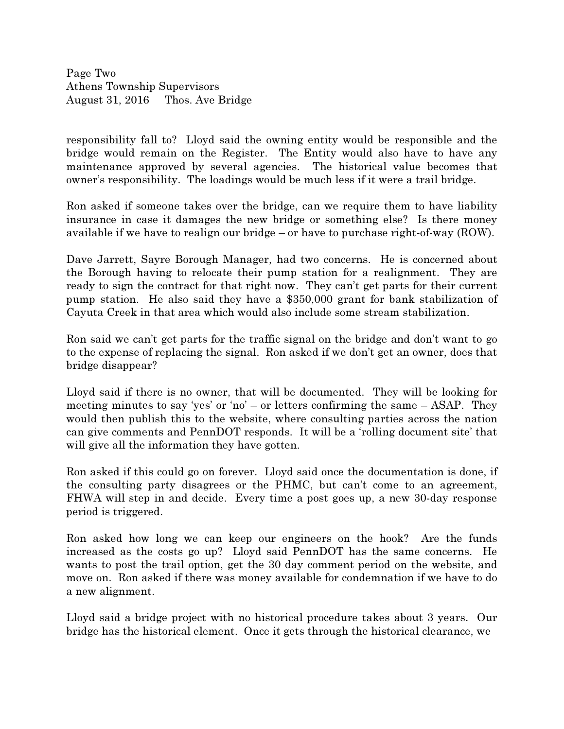responsibility fall to? Lloyd said the owning entity would be responsible and the bridge would remain on the Register. The Entity would also have to have any maintenance approved by several agencies. The historical value becomes that owner's responsibility. The loadings would be much less if it were a trail bridge.

Ron asked if someone takes over the bridge, can we require them to have liability insurance in case it damages the new bridge or something else? Is there money available if we have to realign our bridge – or have to purchase right-of-way (ROW).

Dave Jarrett, Sayre Borough Manager, had two concerns. He is concerned about the Borough having to relocate their pump station for a realignment. They are ready to sign the contract for that right now. They can't get parts for their current pump station. He also said they have a $350,000 grant for bank stabilization of Cayuta Creek in that area which would also include some stream stabilization.

Ron said we can't get parts for the traffic signal on the bridge and don't want to go to the expense of replacing the signal. Ron asked if we don't get an owner, does that bridge disappear?

Lloyd said if there is no owner, that will be documented. They will be looking for meeting minutes to say 'yes' or 'no' – or letters confirming the same – ASAP. They would then publish this to the website, where consulting parties across the nation can give comments and PennDOT responds. It will be a 'rolling document site' that will give all the information they have gotten.

Ron asked if this could go on forever. Lloyd said once the documentation is done, if the consulting party disagrees or the PHMC, but can't come to an agreement, FHWA will step in and decide. Every time a post goes up, a new 30-day response period is triggered.

Ron asked how long we can keep our engineers on the hook? Are the funds increased as the costs go up? Lloyd said PennDOT has the same concerns. He wants to post the trail option, get the 30 day comment period on the website, and move on. Ron asked if there was money available for condemnation if we have to do a new alignment.

Lloyd said a bridge project with no historical procedure takes about 3 years. Our bridge has the historical element. Once it gets through the historical clearance, we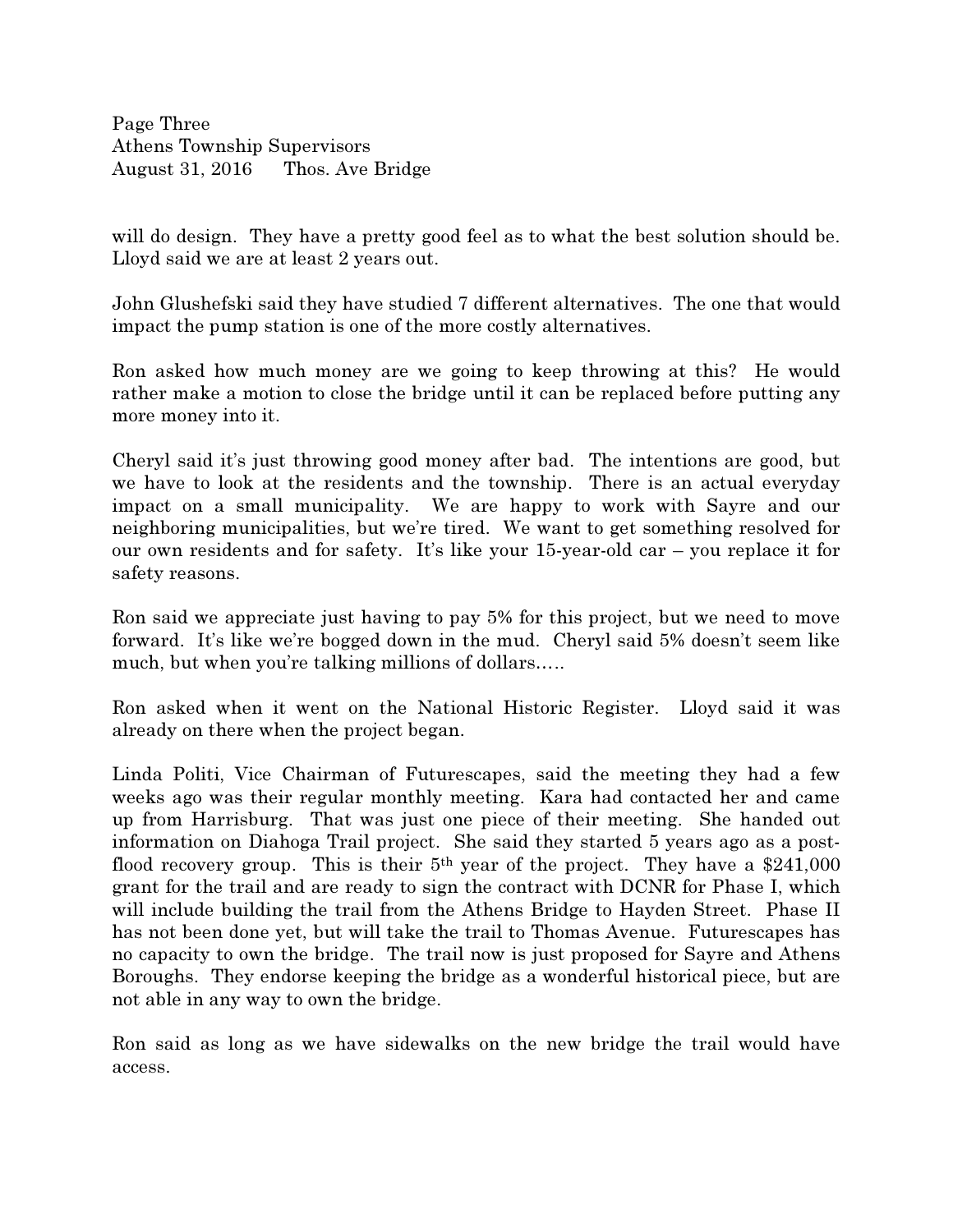will do design. They have a pretty good feel as to what the best solution should be. Lloyd said we are at least 2 years out.

John Glushefski said they have studied 7 different alternatives. The one that would impact the pump station is one of the more costly alternatives.

Ron asked how much money are we going to keep throwing at this? He would rather make a motion to close the bridge until it can be replaced before putting any more money into it.

Cheryl said it's just throwing good money after bad. The intentions are good, but we have to look at the residents and the township. There is an actual everyday impact on a small municipality. We are happy to work with Sayre and our neighboring municipalities, but we're tired. We want to get something resolved for our own residents and for safety. It's like your 15-year-old car – you replace it for safety reasons.

Ron said we appreciate just having to pay 5% for this project, but we need to move forward. It's like we're bogged down in the mud. Cheryl said 5% doesn't seem like much, but when you're talking millions of dollars…..

Ron asked when it went on the National Historic Register. Lloyd said it was already on there when the project began.

Linda Politi, Vice Chairman of Futurescapes, said the meeting they had a few weeks ago was their regular monthly meeting. Kara had contacted her and came up from Harrisburg. That was just one piece of their meeting. She handed out information on Diahoga Trail project. She said they started 5 years ago as a post-flood recovery group. This is their 5th year of the project. They have a $241,000 grant for the trail and are ready to sign the contract with DCNR for Phase I, which will include building the trail from the Athens Bridge to Hayden Street. Phase II has not been done yet, but will take the trail to Thomas Avenue. Futurescapes has no capacity to own the bridge. The trail now is just proposed for Sayre and Athens Boroughs. They endorse keeping the bridge as a wonderful historical piece, but are not able in any way to own the bridge.

Ron said as long as we have sidewalks on the new bridge the trail would have access.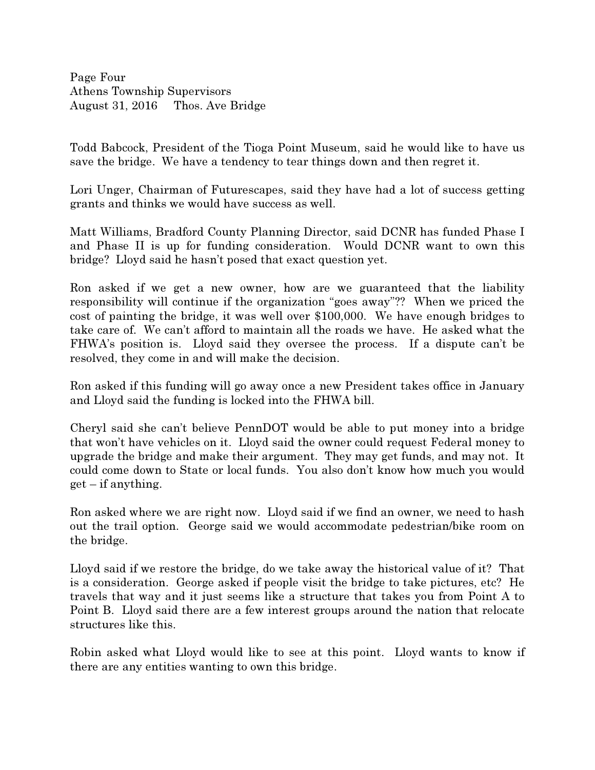Todd Babcock, President of the Tioga Point Museum, said he would like to have us save the bridge. We have a tendency to tear things down and then regret it.

Lori Unger, Chairman of Futurescapes, said they have had a lot of success getting grants and thinks we would have success as well.

Matt Williams, Bradford County Planning Director, said DCNR has funded Phase I and Phase II is up for funding consideration. Would DCNR want to own this bridge? Lloyd said he hasn't posed that exact question yet.

Ron asked if we get a new owner, how are we guaranteed that the liability responsibility will continue if the organization "goes away"?? When we priced the cost of painting the bridge, it was well over $100,000. We have enough bridges to take care of. We can't afford to maintain all the roads we have. He asked what the FHWA's position is. Lloyd said they oversee the process. If a dispute can't be resolved, they come in and will make the decision.

Ron asked if this funding will go away once a new President takes office in January and Lloyd said the funding is locked into the FHWA bill.

Cheryl said she can't believe PennDOT would be able to put money into a bridge that won't have vehicles on it. Lloyd said the owner could request Federal money to upgrade the bridge and make their argument. They may get funds, and may not. It could come down to State or local funds. You also don't know how much you would get – if anything.

Ron asked where we are right now. Lloyd said if we find an owner, we need to hash out the trail option. George said we would accommodate pedestrian/bike room on the bridge.

Lloyd said if we restore the bridge, do we take away the historical value of it? That is a consideration. George asked if people visit the bridge to take pictures, etc? He travels that way and it just seems like a structure that takes you from Point A to Point B. Lloyd said there are a few interest groups around the nation that relocate structures like this.

Robin asked what Lloyd would like to see at this point. Lloyd wants to know if there are any entities wanting to own this bridge.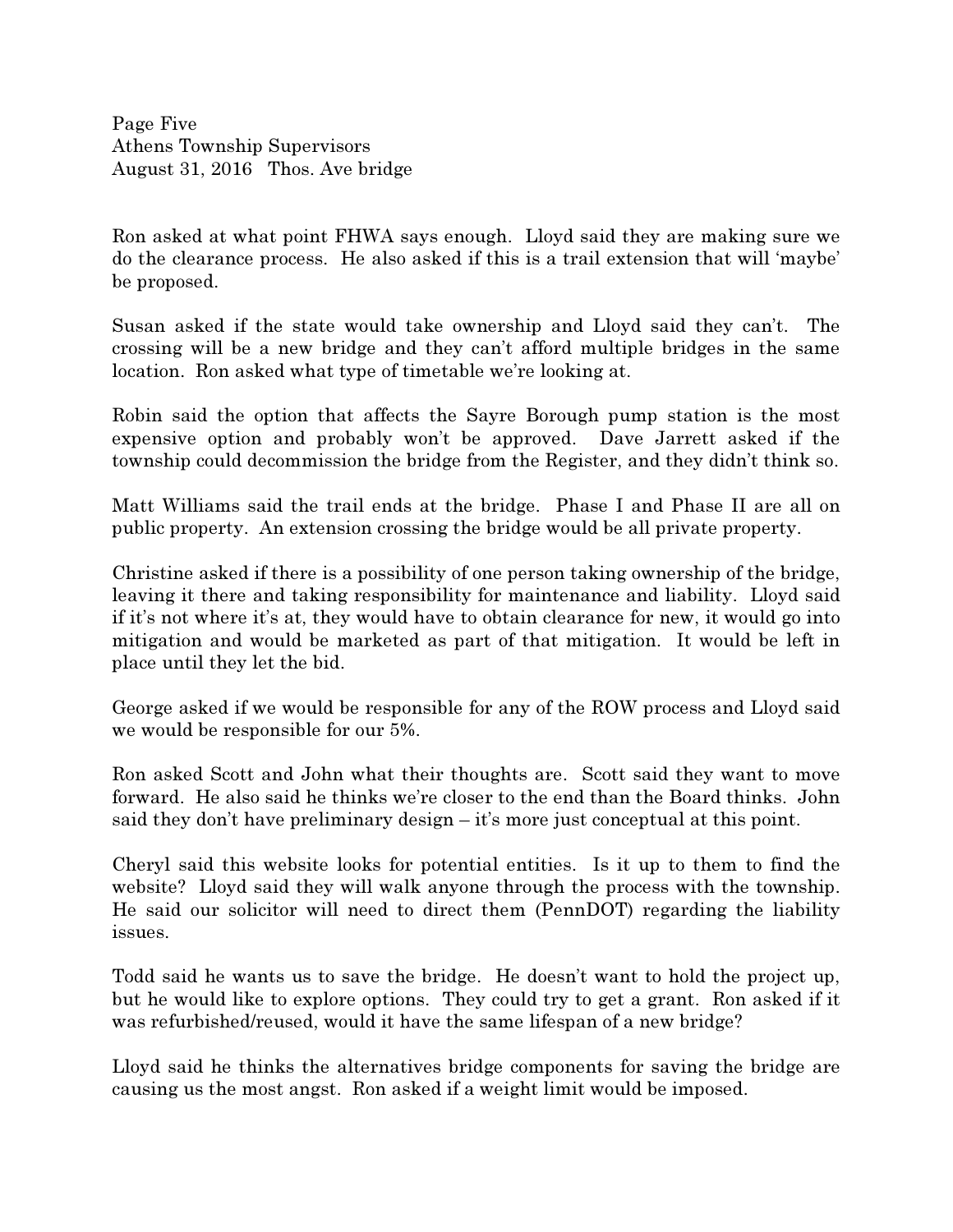Ron asked at what point FHWA says enough. Lloyd said they are making sure we do the clearance process. He also asked if this is a trail extension that will 'maybe' be proposed.

Susan asked if the state would take ownership and Lloyd said they can't. The crossing will be a new bridge and they can't afford multiple bridges in the same location. Ron asked what type of timetable we're looking at.

Robin said the option that affects the Sayre Borough pump station is the most expensive option and probably won't be approved. Dave Jarrett asked if the township could decommission the bridge from the Register, and they didn't think so.

Matt Williams said the trail ends at the bridge. Phase I and Phase II are all on public property. An extension crossing the bridge would be all private property.

Christine asked if there is a possibility of one person taking ownership of the bridge, leaving it there and taking responsibility for maintenance and liability. Lloyd said if it's not where it's at, they would have to obtain clearance for new, it would go into mitigation and would be marketed as part of that mitigation. It would be left in place until they let the bid.

George asked if we would be responsible for any of the ROW process and Lloyd said we would be responsible for our 5%.

Ron asked Scott and John what their thoughts are. Scott said they want to move forward. He also said he thinks we're closer to the end than the Board thinks. John said they don't have preliminary design – it's more just conceptual at this point.

Cheryl said this website looks for potential entities. Is it up to them to find the website? Lloyd said they will walk anyone through the process with the township. He said our solicitor will need to direct them (PennDOT) regarding the liability issues.

Todd said he wants us to save the bridge. He doesn't want to hold the project up, but he would like to explore options. They could try to get a grant. Ron asked if it was refurbished/reused, would it have the same lifespan of a new bridge?

Lloyd said he thinks the alternatives bridge components for saving the bridge are causing us the most angst. Ron asked if a weight limit would be imposed.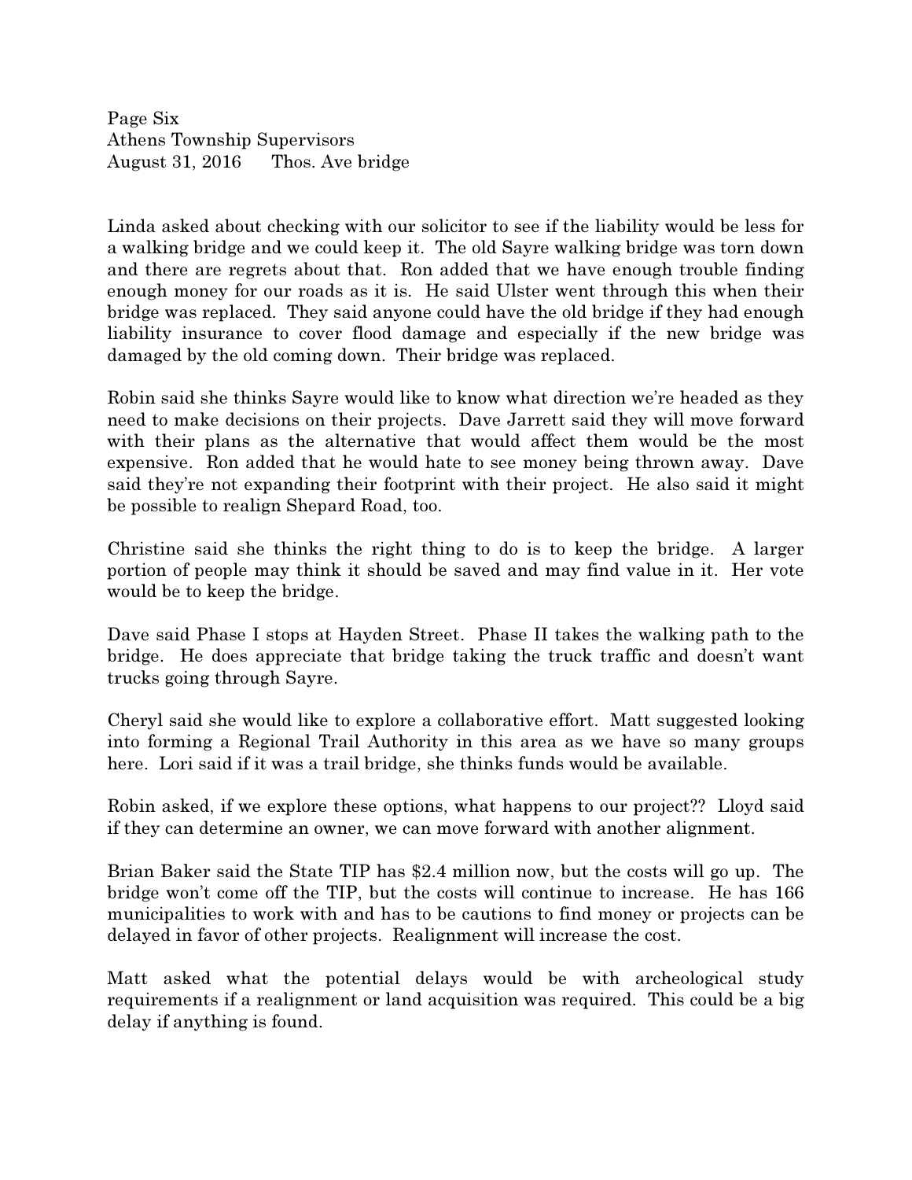Linda asked about checking with our solicitor to see if the liability would be less for a walking bridge and we could keep it. The old Sayre walking bridge was torn down and there are regrets about that. Ron added that we have enough trouble finding enough money for our roads as it is. He said Ulster went through this when their bridge was replaced. They said anyone could have the old bridge if they had enough liability insurance to cover flood damage and especially if the new bridge was damaged by the old coming down. Their bridge was replaced.

Robin said she thinks Sayre would like to know what direction we're headed as they need to make decisions on their projects. Dave Jarrett said they will move forward with their plans as the alternative that would affect them would be the most expensive. Ron added that he would hate to see money being thrown away. Dave said they're not expanding their footprint with their project. He also said it might be possible to realign Shepard Road, too.

Christine said she thinks the right thing to do is to keep the bridge. A larger portion of people may think it should be saved and may find value in it. Her vote would be to keep the bridge.

Dave said Phase I stops at Hayden Street. Phase II takes the walking path to the bridge. He does appreciate that bridge taking the truck traffic and doesn't want trucks going through Sayre.

Cheryl said she would like to explore a collaborative effort. Matt suggested looking into forming a Regional Trail Authority in this area as we have so many groups here. Lori said if it was a trail bridge, she thinks funds would be available.

Robin asked, if we explore these options, what happens to our project?? Lloyd said if they can determine an owner, we can move forward with another alignment.

Brian Baker said the State TIP has $2.4 million now, but the costs will go up. The bridge won't come off the TIP, but the costs will continue to increase. He has 166 municipalities to work with and has to be cautions to find money or projects can be delayed in favor of other projects. Realignment will increase the cost.

Matt asked what the potential delays would be with archeological study requirements if a realignment or land acquisition was required. This could be a big delay if anything is found.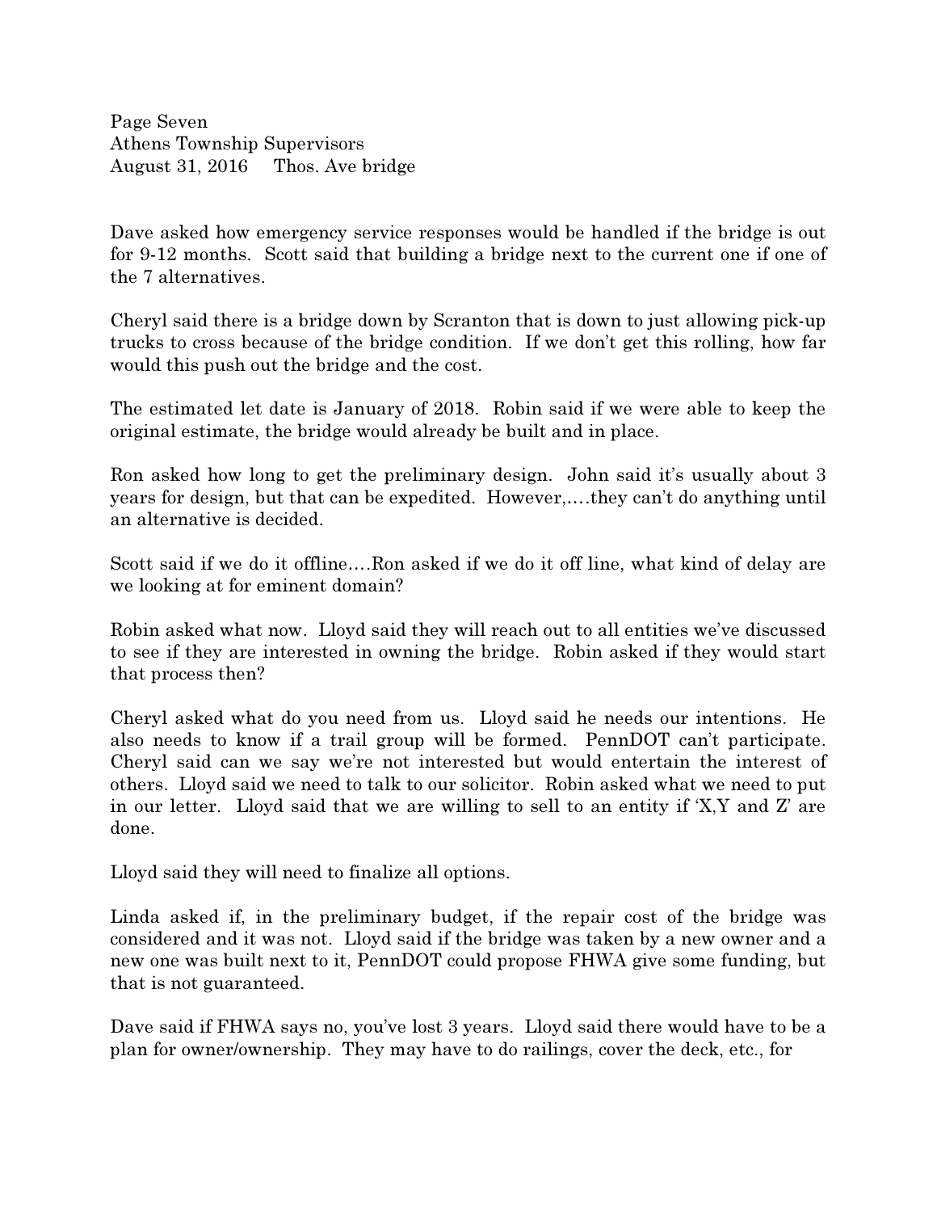Dave asked how emergency service responses would be handled if the bridge is out for 9-12 months. Scott said that building a bridge next to the current one if one of the 7 alternatives.

Cheryl said there is a bridge down by Scranton that is down to just allowing pick-up trucks to cross because of the bridge condition. If we don't get this rolling, how far would this push out the bridge and the cost.

The estimated let date is January of 2018. Robin said if we were able to keep the original estimate, the bridge would already be built and in place.

Ron asked how long to get the preliminary design. John said it's usually about 3 years for design, but that can be expedited. However,….they can't do anything until an alternative is decided.

Scott said if we do it offline….Ron asked if we do it off line, what kind of delay are we looking at for eminent domain?

Robin asked what now. Lloyd said they will reach out to all entities we've discussed to see if they are interested in owning the bridge. Robin asked if they would start that process then?

Cheryl asked what do you need from us. Lloyd said he needs our intentions. He also needs to know if a trail group will be formed. PennDOT can't participate. Cheryl said can we say we're not interested but would entertain the interest of others. Lloyd said we need to talk to our solicitor. Robin asked what we need to put in our letter. Lloyd said that we are willing to sell to an entity if 'X,Y and Z' are done.

Lloyd said they will need to finalize all options.

Linda asked if, in the preliminary budget, if the repair cost of the bridge was considered and it was not. Lloyd said if the bridge was taken by a new owner and a new one was built next to it, PennDOT could propose FHWA give some funding, but that is not guaranteed.

Dave said if FHWA says no, you've lost 3 years. Lloyd said there would have to be a plan for owner/ownership. They may have to do railings, cover the deck, etc., for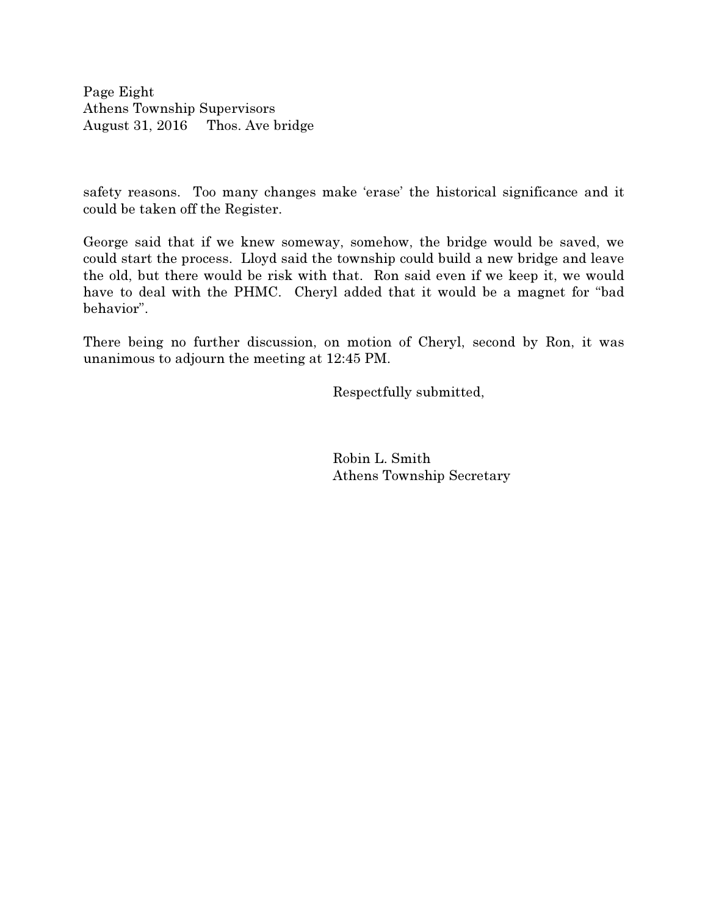safety reasons. Too many changes make 'erase' the historical significance and it could be taken off the Register.

George said that if we knew someway, somehow, the bridge would be saved, we could start the process. Lloyd said the township could build a new bridge and leave the old, but there would be risk with that. Ron said even if we keep it, we would have to deal with the PHMC. Cheryl added that it would be a magnet for "bad behavior".

There being no further discussion, on motion of Cheryl, second by Ron, it was unanimous to adjourn the meeting at 12:45 PM.

Respectfully submitted,

Robin L. Smith
Athens Township Secretary